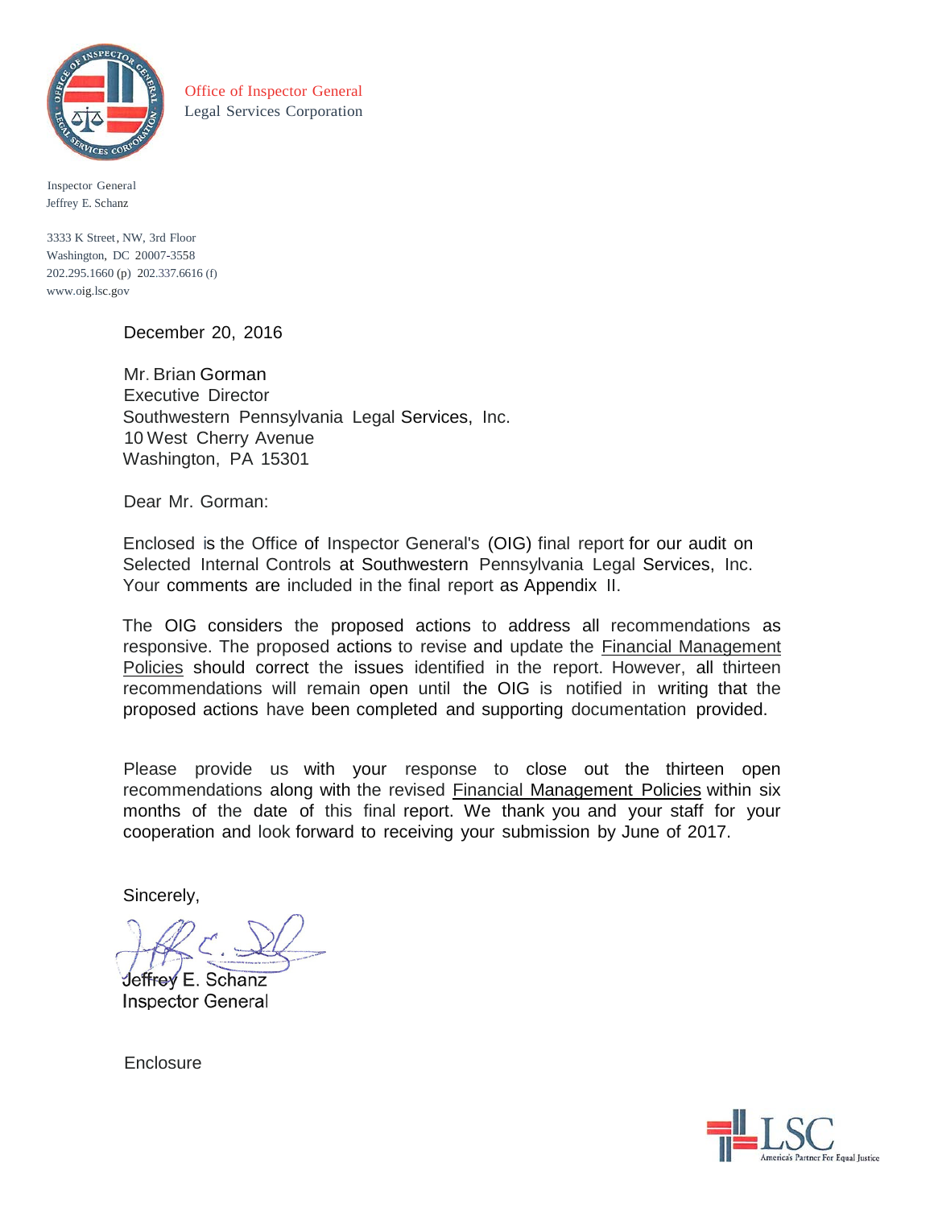Office of Inspector General
Legal Services Corporation

Inspector General
Jeffrey E. Schanz

3333 K Street, NW, 3rd Floor
Washington, DC 20007-3558
202.295.1660 (p) 202.337.6616 (f)
www.oig.lsc.gov

December 20, 2016

Mr. Brian Gorman
Executive Director
Southwestern Pennsylvania Legal Services, Inc.
10 West Cherry Avenue
Washington, PA 15301

Dear Mr. Gorman:

Enclosed is the Office of Inspector General's (OIG) final report for our audit on Selected Internal Controls at Southwestern Pennsylvania Legal Services, Inc. Your comments are included in the final report as Appendix II.

The OIG considers the proposed actions to address all recommendations as responsive. The proposed actions to revise and update the Financial Management Policies should correct the issues identified in the report. However, all thirteen recommendations will remain open until the OIG is notified in writing that the proposed actions have been completed and supporting documentation provided.

Please provide us with your response to close out the thirteen open recommendations along with the revised Financial Management Policies within six months of the date of this final report. We thank you and your staff for your cooperation and look forward to receiving your submission by June of 2017.

Sincerely,

Jeffrey E. Schanz
Inspector General

Enclosure

LSC
America's Partner For Equal Justice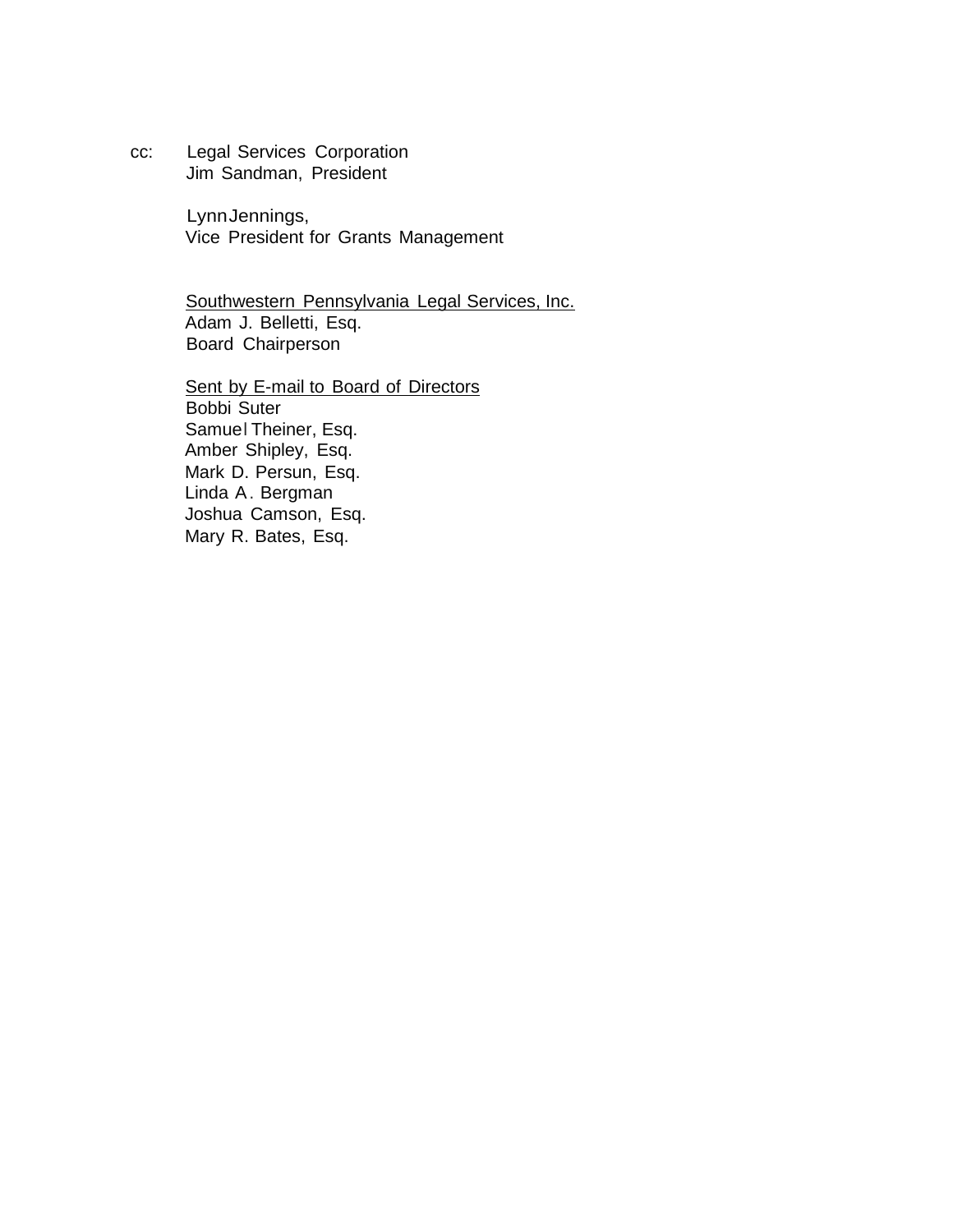cc: Legal Services Corporation
Jim Sandman, President

Lynn Jennings,
Vice President for Grants Management

Southwestern Pennsylvania Legal Services, Inc.
Adam J. Belletti, Esq.
Board Chairperson

Sent by E-mail to Board of Directors
Bobbi Suter
Samuel Theiner, Esq.
Amber Shipley, Esq.
Mark D. Persun, Esq.
Linda A. Bergman
Joshua Camson, Esq.
Mary R. Bates, Esq.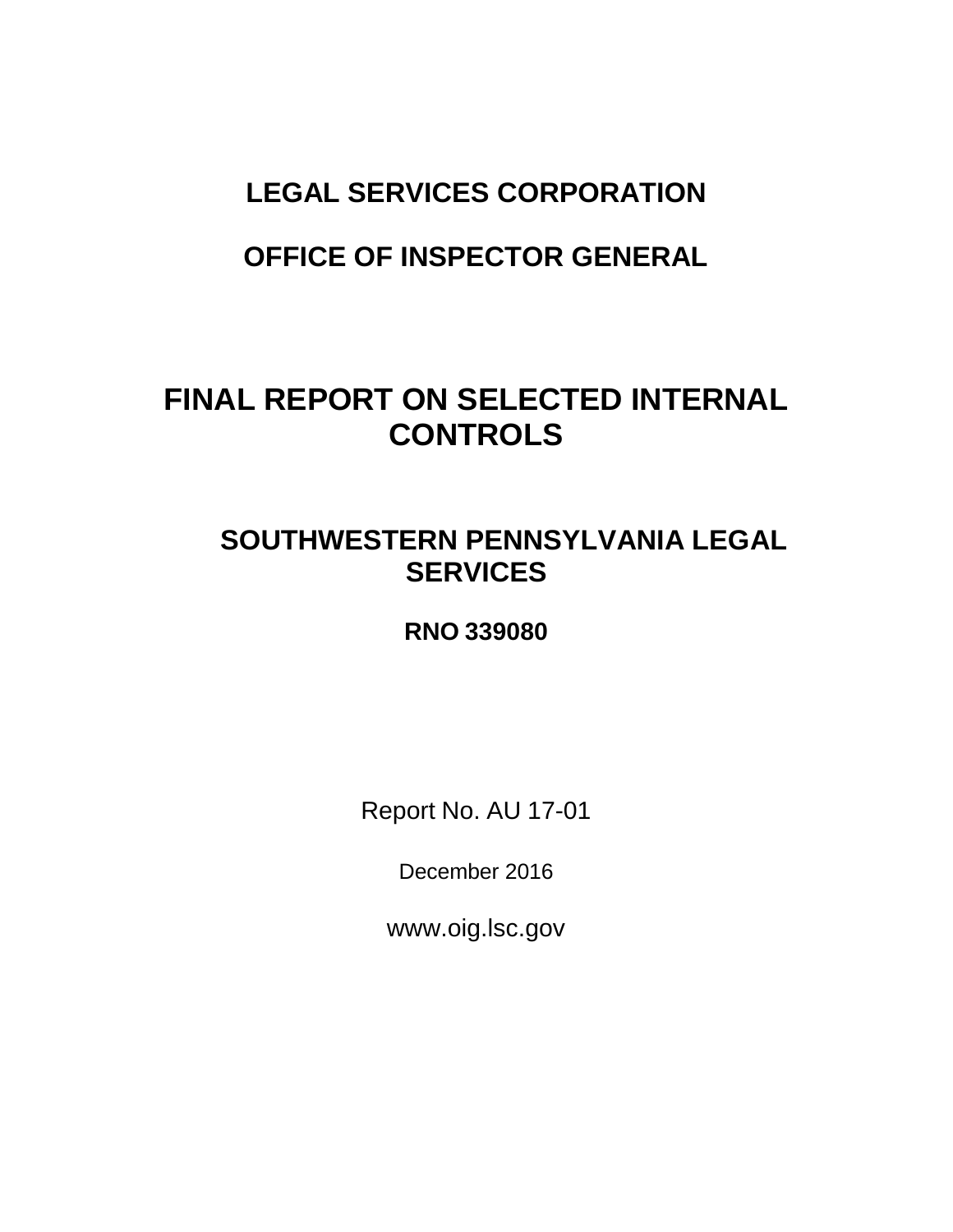# LEGAL SERVICES CORPORATION

# OFFICE OF INSPECTOR GENERAL

# FINAL REPORT ON SELECTED INTERNAL CONTROLS

## SOUTHWESTERN PENNSYLVANIA LEGAL SERVICES

### RNO 339080

Report No. AU 17-01

December 2016

www.oig.lsc.gov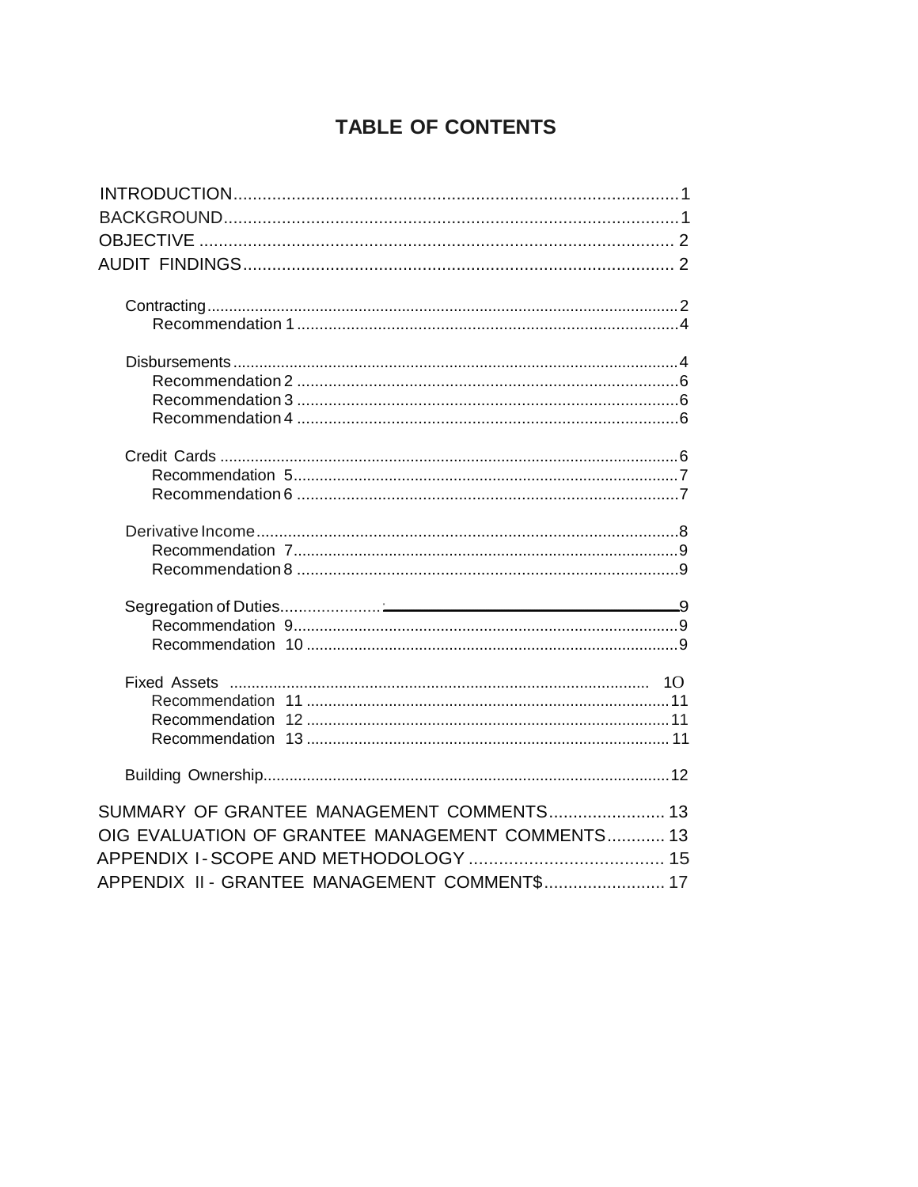# TABLE OF CONTENTS

INTRODUCTION............................................................................................1
BACKGROUND..............................................................................................1
OBJECTIVE .................................................................................................. 2
AUDIT FINDINGS......................................................................................... 2

- Contracting.............................................................................................................2
  - Recommendation 1.......................................................................................4
- Disbursements......................................................................................................4
  - Recommendation 2.......................................................................................6
  - Recommendation 3.......................................................................................6
  - Recommendation 4.......................................................................................6
- Credit Cards.........................................................................................................6
  - Recommendation 5.......................................................................................7
  - Recommendation 6.......................................................................................7
- Derivative Income..............................................................................................8
  - Recommendation 7.......................................................................................9
  - Recommendation 8.......................................................................................9
- Segregation of Duties......................9
  - Recommendation 9.......................................................................................9
  - Recommendation 10.....................................................................................9
- Fixed Assets .................................................................................................10
  - Recommendation 11...................................................................................11
  - Recommendation 12...................................................................................11
  - Recommendation 13...................................................................................11
- Building Ownership.............................................................................................12

SUMMARY OF GRANTEE MANAGEMENT COMMENTS........................ 13
OIG EVALUATION OF GRANTEE MANAGEMENT COMMENTS............ 13
APPENDIX I - SCOPE AND METHODOLOGY ....................................... 15
APPENDIX II - GRANTEE MANAGEMENT COMMENT$......................... 17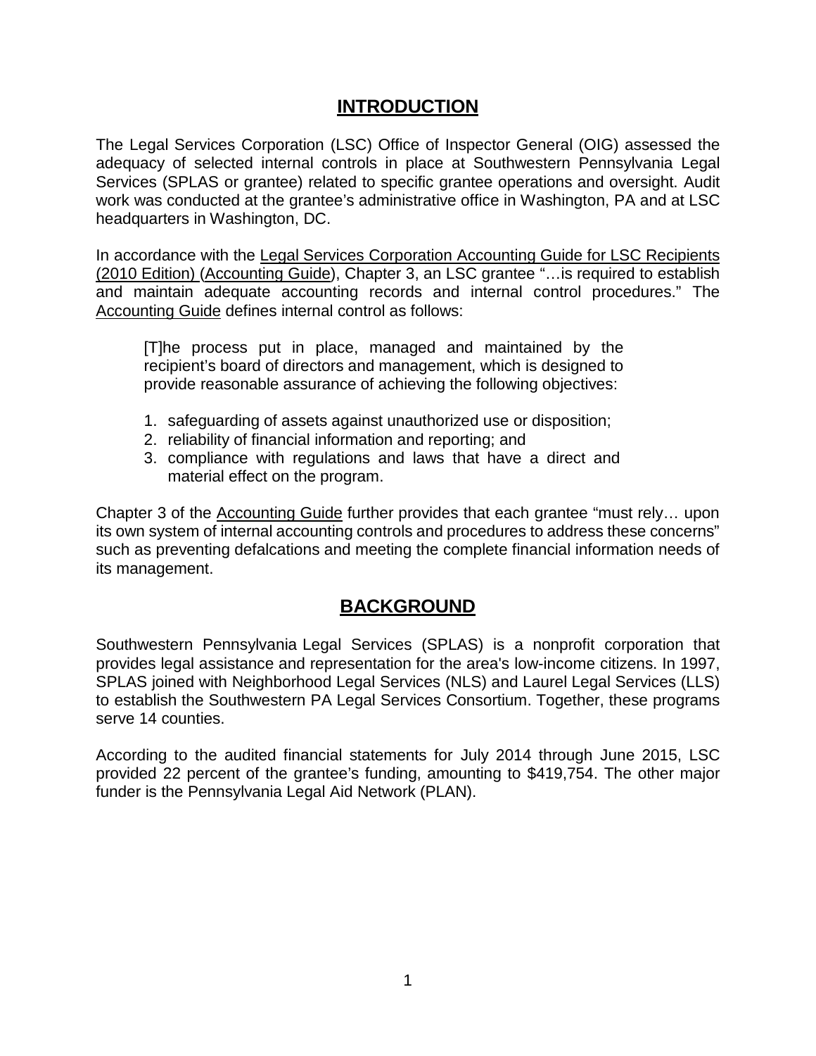## INTRODUCTION

The Legal Services Corporation (LSC) Office of Inspector General (OIG) assessed the adequacy of selected internal controls in place at Southwestern Pennsylvania Legal Services (SPLAS or grantee) related to specific grantee operations and oversight. Audit work was conducted at the grantee's administrative office in Washington, PA and at LSC headquarters in Washington, DC.

In accordance with the Legal Services Corporation Accounting Guide for LSC Recipients (2010 Edition) (Accounting Guide), Chapter 3, an LSC grantee "…is required to establish and maintain adequate accounting records and internal control procedures." The Accounting Guide defines internal control as follows:

> [T]he process put in place, managed and maintained by the recipient's board of directors and management, which is designed to provide reasonable assurance of achieving the following objectives:
>
> 1. safeguarding of assets against unauthorized use or disposition;
> 2. reliability of financial information and reporting; and
> 3. compliance with regulations and laws that have a direct and material effect on the program.

Chapter 3 of the Accounting Guide further provides that each grantee "must rely… upon its own system of internal accounting controls and procedures to address these concerns" such as preventing defalcations and meeting the complete financial information needs of its management.

## BACKGROUND

Southwestern Pennsylvania Legal Services (SPLAS) is a nonprofit corporation that provides legal assistance and representation for the area's low-income citizens. In 1997, SPLAS joined with Neighborhood Legal Services (NLS) and Laurel Legal Services (LLS) to establish the Southwestern PA Legal Services Consortium. Together, these programs serve 14 counties.

According to the audited financial statements for July 2014 through June 2015, LSC provided 22 percent of the grantee's funding, amounting to $419,754. The other major funder is the Pennsylvania Legal Aid Network (PLAN).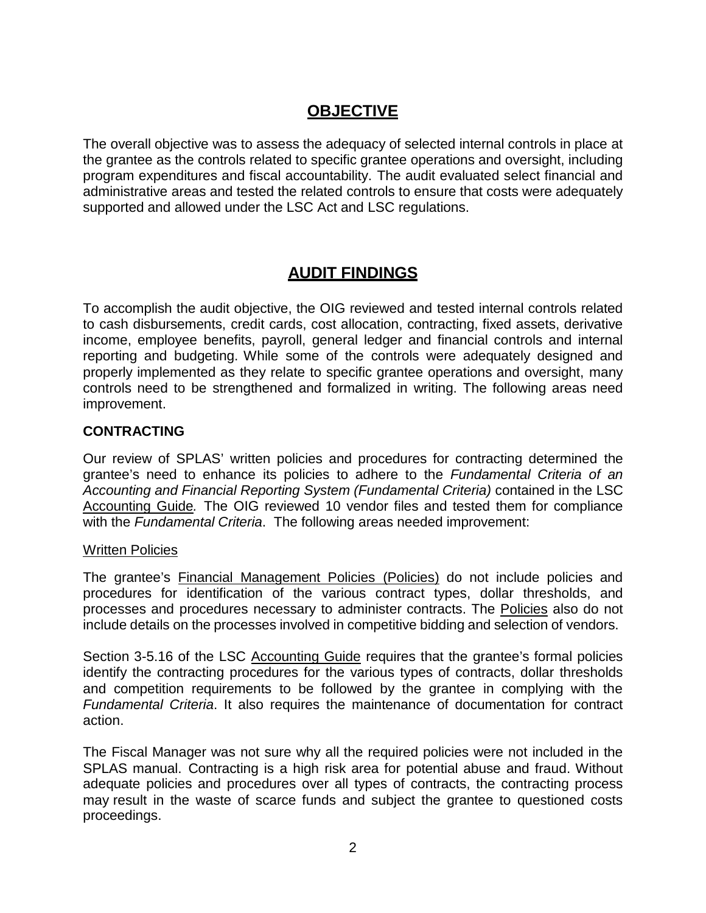## OBJECTIVE

The overall objective was to assess the adequacy of selected internal controls in place at the grantee as the controls related to specific grantee operations and oversight, including program expenditures and fiscal accountability. The audit evaluated select financial and administrative areas and tested the related controls to ensure that costs were adequately supported and allowed under the LSC Act and LSC regulations.

## AUDIT FINDINGS

To accomplish the audit objective, the OIG reviewed and tested internal controls related to cash disbursements, credit cards, cost allocation, contracting, fixed assets, derivative income, employee benefits, payroll, general ledger and financial controls and internal reporting and budgeting. While some of the controls were adequately designed and properly implemented as they relate to specific grantee operations and oversight, many controls need to be strengthened and formalized in writing. The following areas need improvement.

### CONTRACTING

Our review of SPLAS' written policies and procedures for contracting determined the grantee's need to enhance its policies to adhere to the *Fundamental Criteria of an Accounting and Financial Reporting System (Fundamental Criteria)* contained in the LSC Accounting Guide*.* The OIG reviewed 10 vendor files and tested them for compliance with the *Fundamental Criteria*. The following areas needed improvement:

Written Policies

The grantee's Financial Management Policies (Policies) do not include policies and procedures for identification of the various contract types, dollar thresholds, and processes and procedures necessary to administer contracts. The Policies also do not include details on the processes involved in competitive bidding and selection of vendors.

Section 3-5.16 of the LSC Accounting Guide requires that the grantee's formal policies identify the contracting procedures for the various types of contracts, dollar thresholds and competition requirements to be followed by the grantee in complying with the *Fundamental Criteria*. It also requires the maintenance of documentation for contract action.

The Fiscal Manager was not sure why all the required policies were not included in the SPLAS manual. Contracting is a high risk area for potential abuse and fraud. Without adequate policies and procedures over all types of contracts, the contracting process may result in the waste of scarce funds and subject the grantee to questioned costs proceedings.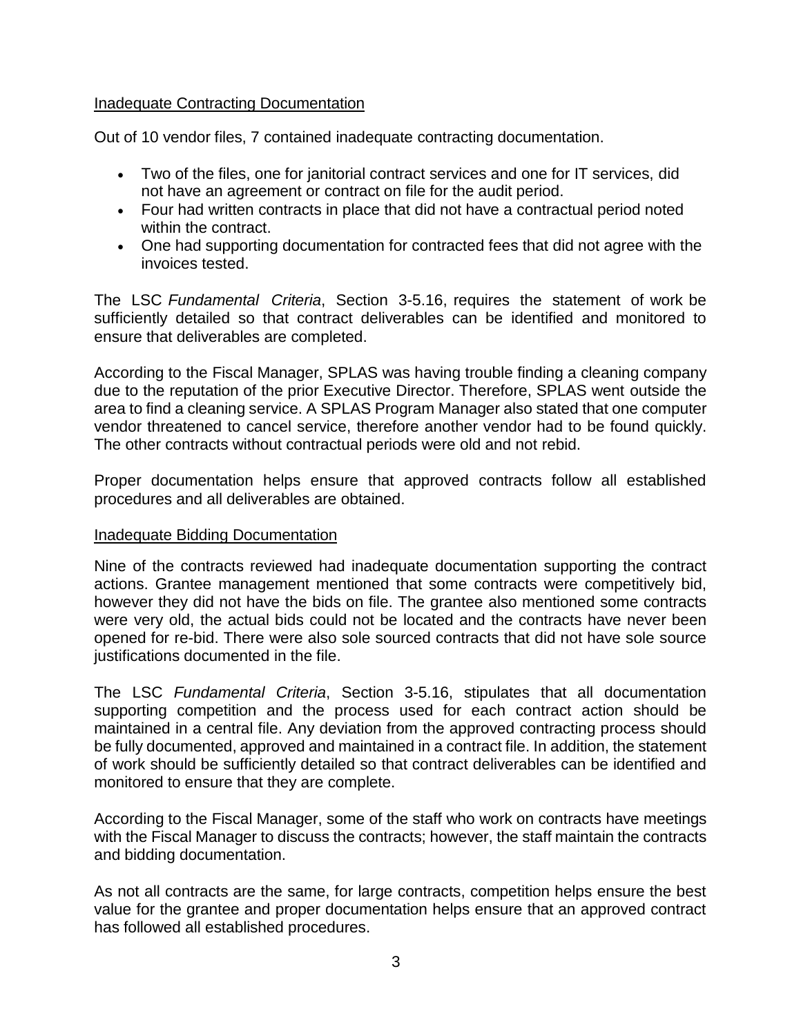## Inadequate Contracting Documentation

Out of 10 vendor files, 7 contained inadequate contracting documentation.

- Two of the files, one for janitorial contract services and one for IT services, did not have an agreement or contract on file for the audit period.
- Four had written contracts in place that did not have a contractual period noted within the contract.
- One had supporting documentation for contracted fees that did not agree with the invoices tested.

The LSC *Fundamental Criteria*, Section 3-5.16, requires the statement of work be sufficiently detailed so that contract deliverables can be identified and monitored to ensure that deliverables are completed.

According to the Fiscal Manager, SPLAS was having trouble finding a cleaning company due to the reputation of the prior Executive Director. Therefore, SPLAS went outside the area to find a cleaning service. A SPLAS Program Manager also stated that one computer vendor threatened to cancel service, therefore another vendor had to be found quickly. The other contracts without contractual periods were old and not rebid.

Proper documentation helps ensure that approved contracts follow all established procedures and all deliverables are obtained.

## Inadequate Bidding Documentation

Nine of the contracts reviewed had inadequate documentation supporting the contract actions. Grantee management mentioned that some contracts were competitively bid, however they did not have the bids on file. The grantee also mentioned some contracts were very old, the actual bids could not be located and the contracts have never been opened for re-bid. There were also sole sourced contracts that did not have sole source justifications documented in the file.

The LSC *Fundamental Criteria*, Section 3-5.16, stipulates that all documentation supporting competition and the process used for each contract action should be maintained in a central file. Any deviation from the approved contracting process should be fully documented, approved and maintained in a contract file. In addition, the statement of work should be sufficiently detailed so that contract deliverables can be identified and monitored to ensure that they are complete.

According to the Fiscal Manager, some of the staff who work on contracts have meetings with the Fiscal Manager to discuss the contracts; however, the staff maintain the contracts and bidding documentation.

As not all contracts are the same, for large contracts, competition helps ensure the best value for the grantee and proper documentation helps ensure that an approved contract has followed all established procedures.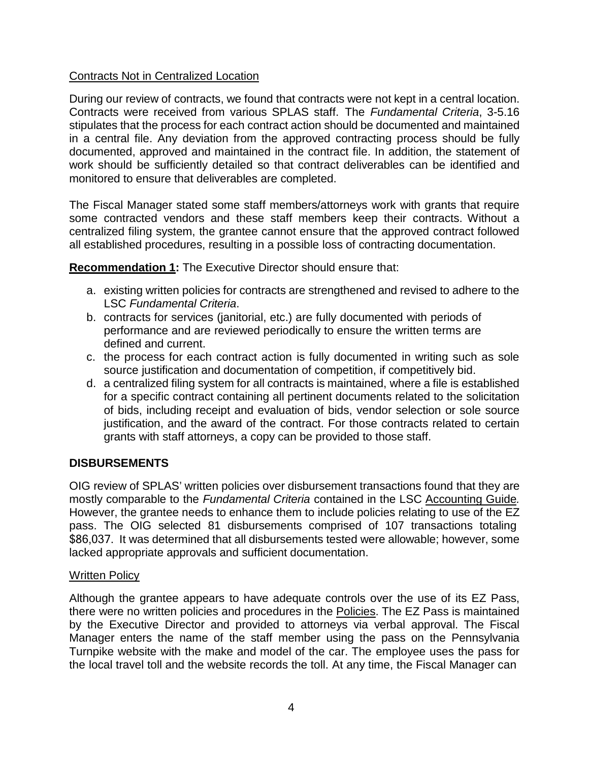Contracts Not in Centralized Location

During our review of contracts, we found that contracts were not kept in a central location. Contracts were received from various SPLAS staff. The *Fundamental Criteria*, 3-5.16 stipulates that the process for each contract action should be documented and maintained in a central file. Any deviation from the approved contracting process should be fully documented, approved and maintained in the contract file. In addition, the statement of work should be sufficiently detailed so that contract deliverables can be identified and monitored to ensure that deliverables are completed.

The Fiscal Manager stated some staff members/attorneys work with grants that require some contracted vendors and these staff members keep their contracts. Without a centralized filing system, the grantee cannot ensure that the approved contract followed all established procedures, resulting in a possible loss of contracting documentation.

**Recommendation 1:** The Executive Director should ensure that:

a. existing written policies for contracts are strengthened and revised to adhere to the LSC *Fundamental Criteria*.
b. contracts for services (janitorial, etc.) are fully documented with periods of performance and are reviewed periodically to ensure the written terms are defined and current.
c. the process for each contract action is fully documented in writing such as sole source justification and documentation of competition, if competitively bid.
d. a centralized filing system for all contracts is maintained, where a file is established for a specific contract containing all pertinent documents related to the solicitation of bids, including receipt and evaluation of bids, vendor selection or sole source justification, and the award of the contract. For those contracts related to certain grants with staff attorneys, a copy can be provided to those staff.

## DISBURSEMENTS

OIG review of SPLAS' written policies over disbursement transactions found that they are mostly comparable to the *Fundamental Criteria* contained in the LSC Accounting Guide*.* However, the grantee needs to enhance them to include policies relating to use of the EZ pass. The OIG selected 81 disbursements comprised of 107 transactions totaling $86,037. It was determined that all disbursements tested were allowable; however, some lacked appropriate approvals and sufficient documentation.

Written Policy

Although the grantee appears to have adequate controls over the use of its EZ Pass, there were no written policies and procedures in the Policies. The EZ Pass is maintained by the Executive Director and provided to attorneys via verbal approval. The Fiscal Manager enters the name of the staff member using the pass on the Pennsylvania Turnpike website with the make and model of the car. The employee uses the pass for the local travel toll and the website records the toll. At any time, the Fiscal Manager can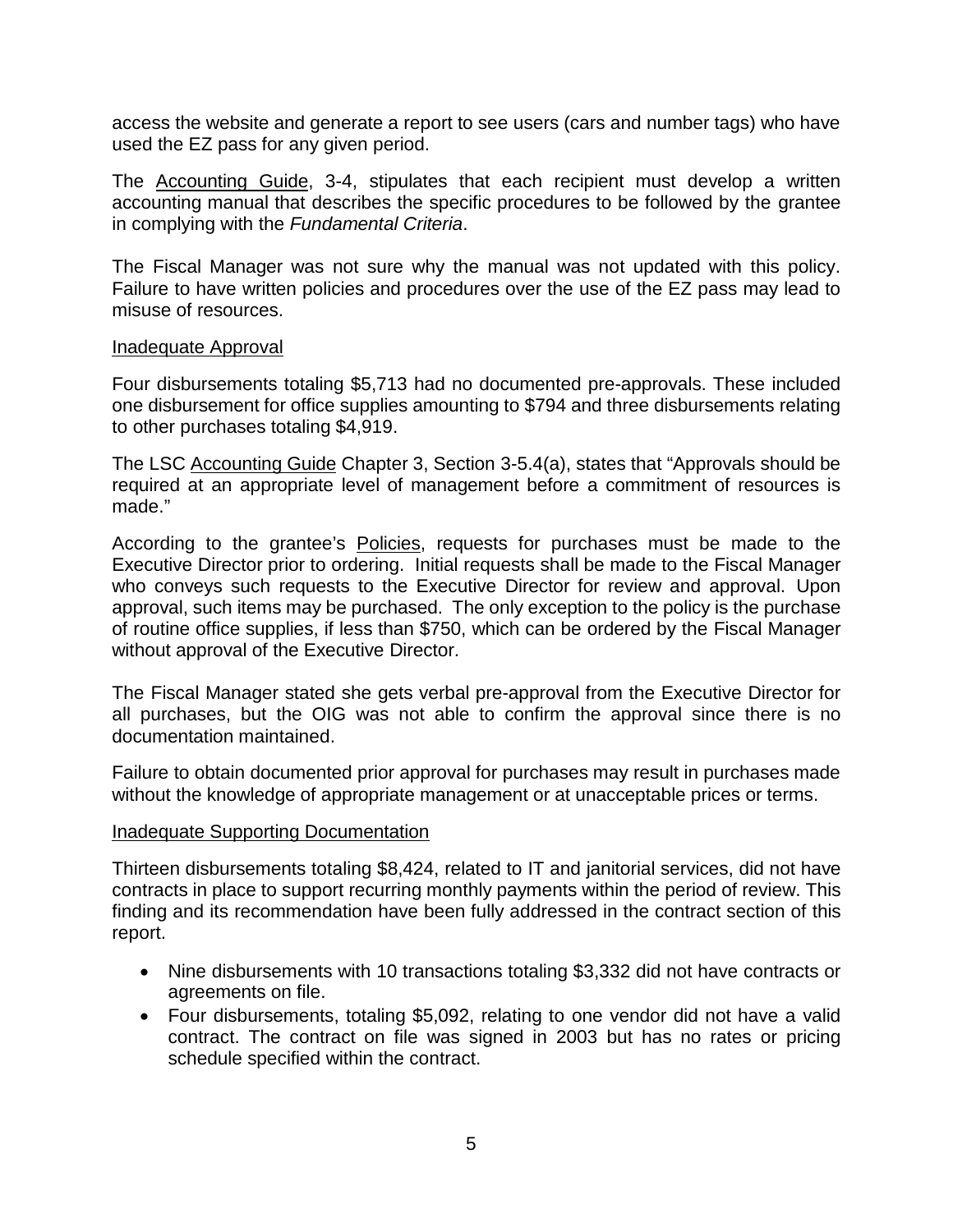access the website and generate a report to see users (cars and number tags) who have used the EZ pass for any given period.

The Accounting Guide, 3-4, stipulates that each recipient must develop a written accounting manual that describes the specific procedures to be followed by the grantee in complying with the *Fundamental Criteria*.

The Fiscal Manager was not sure why the manual was not updated with this policy. Failure to have written policies and procedures over the use of the EZ pass may lead to misuse of resources.

Inadequate Approval

Four disbursements totaling $5,713 had no documented pre-approvals. These included one disbursement for office supplies amounting to $794 and three disbursements relating to other purchases totaling $4,919.

The LSC Accounting Guide Chapter 3, Section 3-5.4(a), states that "Approvals should be required at an appropriate level of management before a commitment of resources is made."

According to the grantee's Policies, requests for purchases must be made to the Executive Director prior to ordering. Initial requests shall be made to the Fiscal Manager who conveys such requests to the Executive Director for review and approval. Upon approval, such items may be purchased. The only exception to the policy is the purchase of routine office supplies, if less than $750, which can be ordered by the Fiscal Manager without approval of the Executive Director.

The Fiscal Manager stated she gets verbal pre-approval from the Executive Director for all purchases, but the OIG was not able to confirm the approval since there is no documentation maintained.

Failure to obtain documented prior approval for purchases may result in purchases made without the knowledge of appropriate management or at unacceptable prices or terms.

Inadequate Supporting Documentation

Thirteen disbursements totaling $8,424, related to IT and janitorial services, did not have contracts in place to support recurring monthly payments within the period of review. This finding and its recommendation have been fully addressed in the contract section of this report.

- Nine disbursements with 10 transactions totaling $3,332 did not have contracts or agreements on file.
- Four disbursements, totaling $5,092, relating to one vendor did not have a valid contract. The contract on file was signed in 2003 but has no rates or pricing schedule specified within the contract.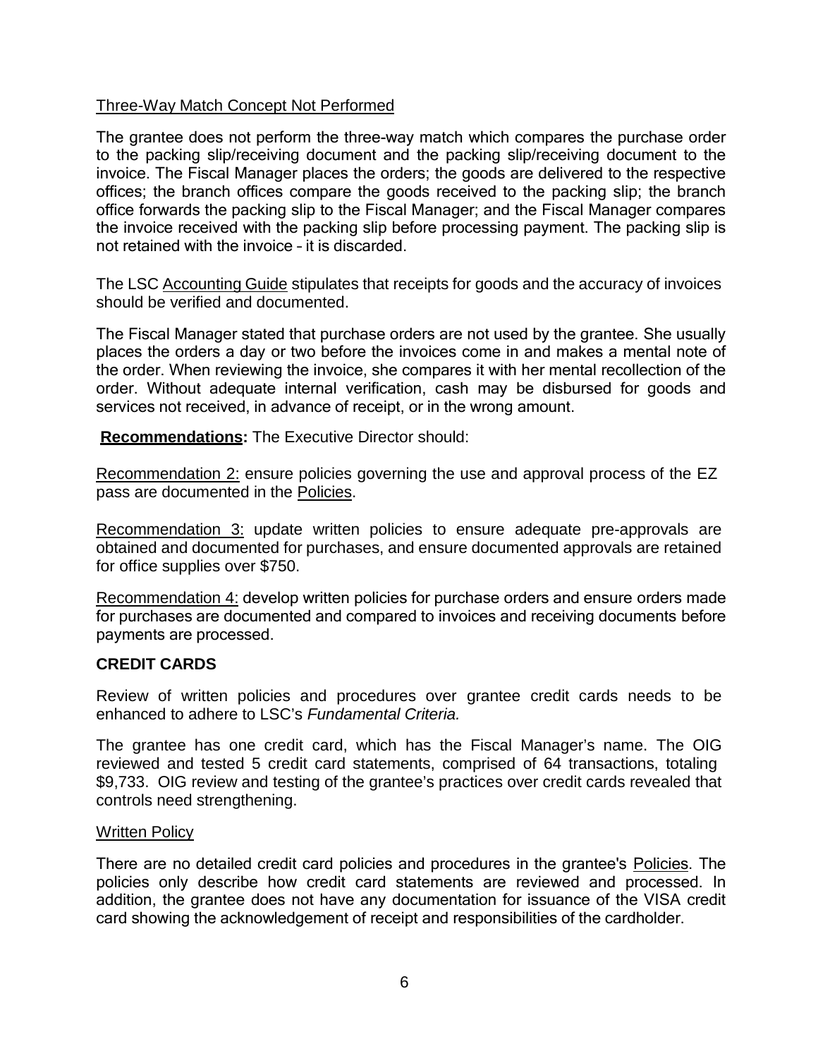Three-Way Match Concept Not Performed

The grantee does not perform the three-way match which compares the purchase order to the packing slip/receiving document and the packing slip/receiving document to the invoice. The Fiscal Manager places the orders; the goods are delivered to the respective offices; the branch offices compare the goods received to the packing slip; the branch office forwards the packing slip to the Fiscal Manager; and the Fiscal Manager compares the invoice received with the packing slip before processing payment. The packing slip is not retained with the invoice – it is discarded.

The LSC Accounting Guide stipulates that receipts for goods and the accuracy of invoices should be verified and documented.

The Fiscal Manager stated that purchase orders are not used by the grantee. She usually places the orders a day or two before the invoices come in and makes a mental note of the order. When reviewing the invoice, she compares it with her mental recollection of the order. Without adequate internal verification, cash may be disbursed for goods and services not received, in advance of receipt, or in the wrong amount.

**Recommendations:** The Executive Director should:

Recommendation 2: ensure policies governing the use and approval process of the EZ pass are documented in the Policies.

Recommendation 3: update written policies to ensure adequate pre-approvals are obtained and documented for purchases, and ensure documented approvals are retained for office supplies over $750.

Recommendation 4: develop written policies for purchase orders and ensure orders made for purchases are documented and compared to invoices and receiving documents before payments are processed.

**CREDIT CARDS**

Review of written policies and procedures over grantee credit cards needs to be enhanced to adhere to LSC's *Fundamental Criteria.*

The grantee has one credit card, which has the Fiscal Manager's name. The OIG reviewed and tested 5 credit card statements, comprised of 64 transactions, totaling $9,733. OIG review and testing of the grantee's practices over credit cards revealed that controls need strengthening.

Written Policy

There are no detailed credit card policies and procedures in the grantee's Policies. The policies only describe how credit card statements are reviewed and processed. In addition, the grantee does not have any documentation for issuance of the VISA credit card showing the acknowledgement of receipt and responsibilities of the cardholder.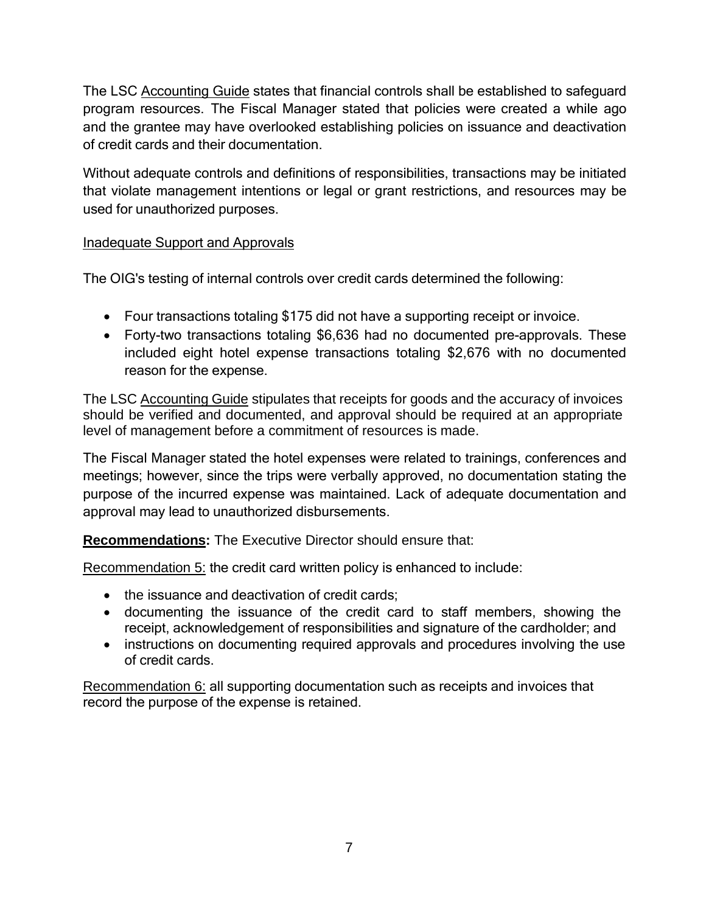The LSC Accounting Guide states that financial controls shall be established to safeguard program resources. The Fiscal Manager stated that policies were created a while ago and the grantee may have overlooked establishing policies on issuance and deactivation of credit cards and their documentation.

Without adequate controls and definitions of responsibilities, transactions may be initiated that violate management intentions or legal or grant restrictions, and resources may be used for unauthorized purposes.

Inadequate Support and Approvals

The OIG's testing of internal controls over credit cards determined the following:

- Four transactions totaling $175 did not have a supporting receipt or invoice.
- Forty-two transactions totaling $6,636 had no documented pre-approvals. These included eight hotel expense transactions totaling $2,676 with no documented reason for the expense.

The LSC Accounting Guide stipulates that receipts for goods and the accuracy of invoices should be verified and documented, and approval should be required at an appropriate level of management before a commitment of resources is made.

The Fiscal Manager stated the hotel expenses were related to trainings, conferences and meetings; however, since the trips were verbally approved, no documentation stating the purpose of the incurred expense was maintained. Lack of adequate documentation and approval may lead to unauthorized disbursements.

**Recommendations:** The Executive Director should ensure that:

Recommendation 5: the credit card written policy is enhanced to include:

- the issuance and deactivation of credit cards;
- documenting the issuance of the credit card to staff members, showing the receipt, acknowledgement of responsibilities and signature of the cardholder; and
- instructions on documenting required approvals and procedures involving the use of credit cards.

Recommendation 6: all supporting documentation such as receipts and invoices that record the purpose of the expense is retained.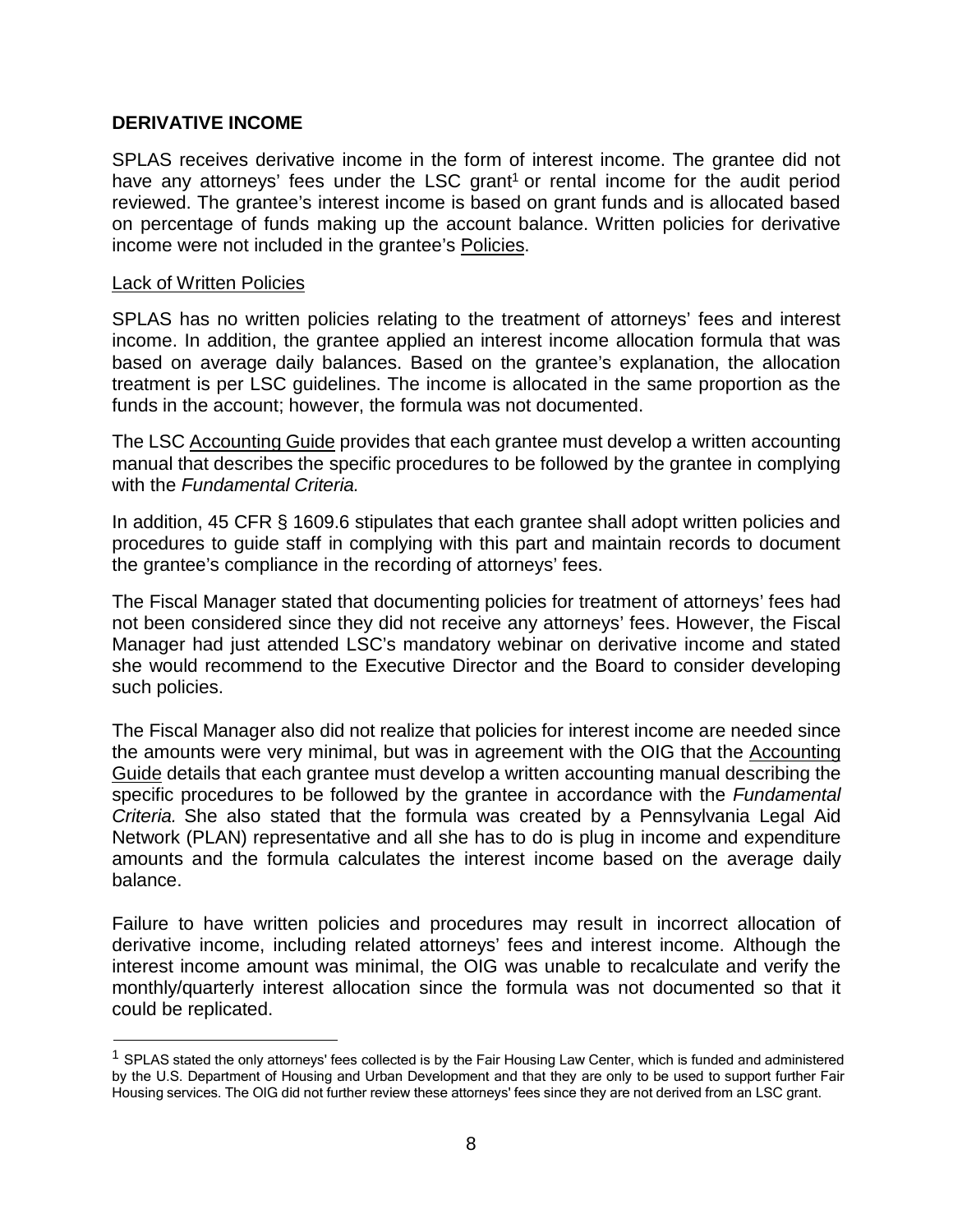## DERIVATIVE INCOME

SPLAS receives derivative income in the form of interest income. The grantee did not have any attorneys' fees under the LSC grant[1] or rental income for the audit period reviewed. The grantee's interest income is based on grant funds and is allocated based on percentage of funds making up the account balance. Written policies for derivative income were not included in the grantee's Policies.

### Lack of Written Policies

SPLAS has no written policies relating to the treatment of attorneys' fees and interest income. In addition, the grantee applied an interest income allocation formula that was based on average daily balances. Based on the grantee's explanation, the allocation treatment is per LSC guidelines. The income is allocated in the same proportion as the funds in the account; however, the formula was not documented.

The LSC Accounting Guide provides that each grantee must develop a written accounting manual that describes the specific procedures to be followed by the grantee in complying with the *Fundamental Criteria.*

In addition, 45 CFR § 1609.6 stipulates that each grantee shall adopt written policies and procedures to guide staff in complying with this part and maintain records to document the grantee's compliance in the recording of attorneys' fees.

The Fiscal Manager stated that documenting policies for treatment of attorneys' fees had not been considered since they did not receive any attorneys' fees. However, the Fiscal Manager had just attended LSC's mandatory webinar on derivative income and stated she would recommend to the Executive Director and the Board to consider developing such policies.

The Fiscal Manager also did not realize that policies for interest income are needed since the amounts were very minimal, but was in agreement with the OIG that the Accounting Guide details that each grantee must develop a written accounting manual describing the specific procedures to be followed by the grantee in accordance with the *Fundamental Criteria.* She also stated that the formula was created by a Pennsylvania Legal Aid Network (PLAN) representative and all she has to do is plug in income and expenditure amounts and the formula calculates the interest income based on the average daily balance.

Failure to have written policies and procedures may result in incorrect allocation of derivative income, including related attorneys' fees and interest income. Although the interest income amount was minimal, the OIG was unable to recalculate and verify the monthly/quarterly interest allocation since the formula was not documented so that it could be replicated.

---

[1] SPLAS stated the only attorneys' fees collected is by the Fair Housing Law Center, which is funded and administered by the U.S. Department of Housing and Urban Development and that they are only to be used to support further Fair Housing services. The OIG did not further review these attorneys' fees since they are not derived from an LSC grant.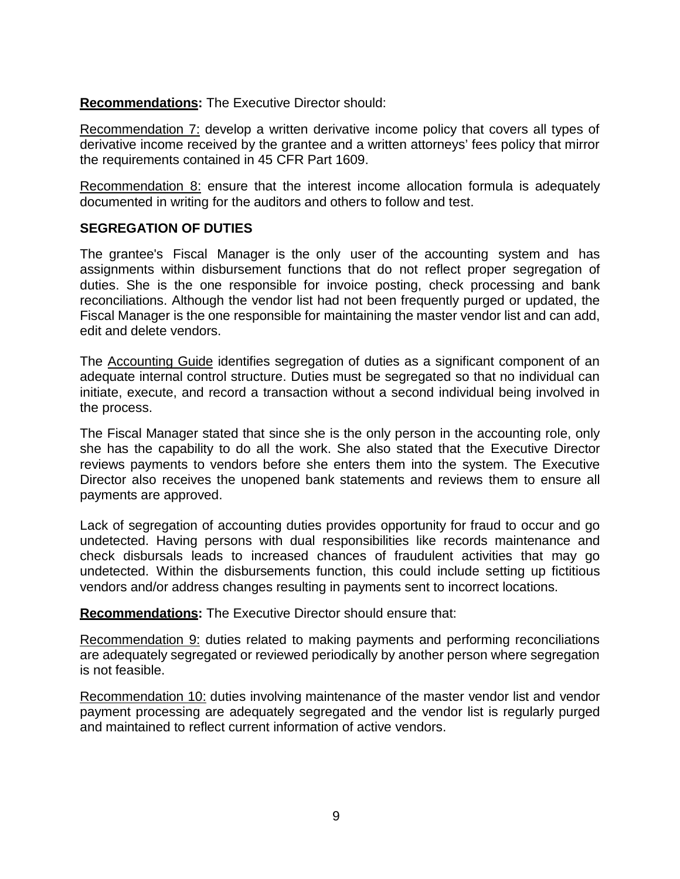**Recommendations:** The Executive Director should:

Recommendation 7: develop a written derivative income policy that covers all types of derivative income received by the grantee and a written attorneys' fees policy that mirror the requirements contained in 45 CFR Part 1609.

Recommendation 8: ensure that the interest income allocation formula is adequately documented in writing for the auditors and others to follow and test.

### SEGREGATION OF DUTIES

The grantee's Fiscal Manager is the only user of the accounting system and has assignments within disbursement functions that do not reflect proper segregation of duties. She is the one responsible for invoice posting, check processing and bank reconciliations. Although the vendor list had not been frequently purged or updated, the Fiscal Manager is the one responsible for maintaining the master vendor list and can add, edit and delete vendors.

The Accounting Guide identifies segregation of duties as a significant component of an adequate internal control structure. Duties must be segregated so that no individual can initiate, execute, and record a transaction without a second individual being involved in the process.

The Fiscal Manager stated that since she is the only person in the accounting role, only she has the capability to do all the work. She also stated that the Executive Director reviews payments to vendors before she enters them into the system. The Executive Director also receives the unopened bank statements and reviews them to ensure all payments are approved.

Lack of segregation of accounting duties provides opportunity for fraud to occur and go undetected. Having persons with dual responsibilities like records maintenance and check disbursals leads to increased chances of fraudulent activities that may go undetected. Within the disbursements function, this could include setting up fictitious vendors and/or address changes resulting in payments sent to incorrect locations.

**Recommendations:** The Executive Director should ensure that:

Recommendation 9: duties related to making payments and performing reconciliations are adequately segregated or reviewed periodically by another person where segregation is not feasible.

Recommendation 10: duties involving maintenance of the master vendor list and vendor payment processing are adequately segregated and the vendor list is regularly purged and maintained to reflect current information of active vendors.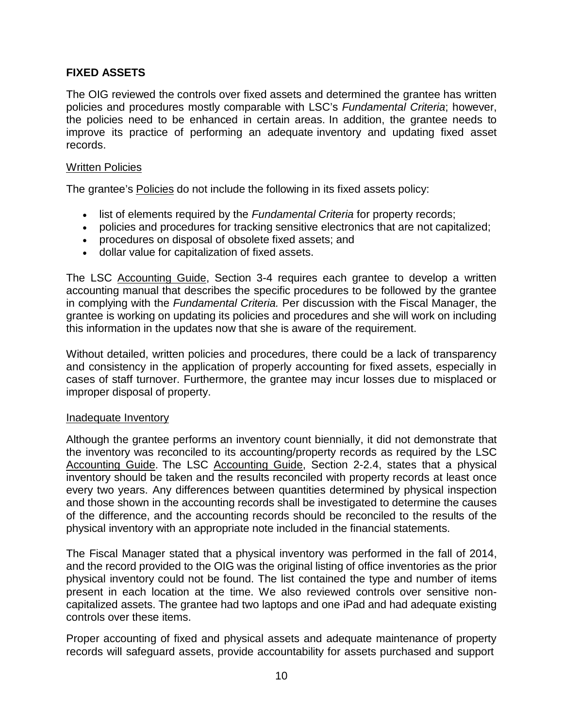## FIXED ASSETS

The OIG reviewed the controls over fixed assets and determined the grantee has written policies and procedures mostly comparable with LSC's *Fundamental Criteria*; however, the policies need to be enhanced in certain areas. In addition, the grantee needs to improve its practice of performing an adequate inventory and updating fixed asset records.

### Written Policies

The grantee's Policies do not include the following in its fixed assets policy:

- list of elements required by the *Fundamental Criteria* for property records;
- policies and procedures for tracking sensitive electronics that are not capitalized;
- procedures on disposal of obsolete fixed assets; and
- dollar value for capitalization of fixed assets.

The LSC Accounting Guide, Section 3-4 requires each grantee to develop a written accounting manual that describes the specific procedures to be followed by the grantee in complying with the *Fundamental Criteria.* Per discussion with the Fiscal Manager, the grantee is working on updating its policies and procedures and she will work on including this information in the updates now that she is aware of the requirement.

Without detailed, written policies and procedures, there could be a lack of transparency and consistency in the application of properly accounting for fixed assets, especially in cases of staff turnover. Furthermore, the grantee may incur losses due to misplaced or improper disposal of property.

### Inadequate Inventory

Although the grantee performs an inventory count biennially, it did not demonstrate that the inventory was reconciled to its accounting/property records as required by the LSC Accounting Guide. The LSC Accounting Guide, Section 2-2.4, states that a physical inventory should be taken and the results reconciled with property records at least once every two years. Any differences between quantities determined by physical inspection and those shown in the accounting records shall be investigated to determine the causes of the difference, and the accounting records should be reconciled to the results of the physical inventory with an appropriate note included in the financial statements.

The Fiscal Manager stated that a physical inventory was performed in the fall of 2014, and the record provided to the OIG was the original listing of office inventories as the prior physical inventory could not be found. The list contained the type and number of items present in each location at the time. We also reviewed controls over sensitive non-capitalized assets. The grantee had two laptops and one iPad and had adequate existing controls over these items.

Proper accounting of fixed and physical assets and adequate maintenance of property records will safeguard assets, provide accountability for assets purchased and support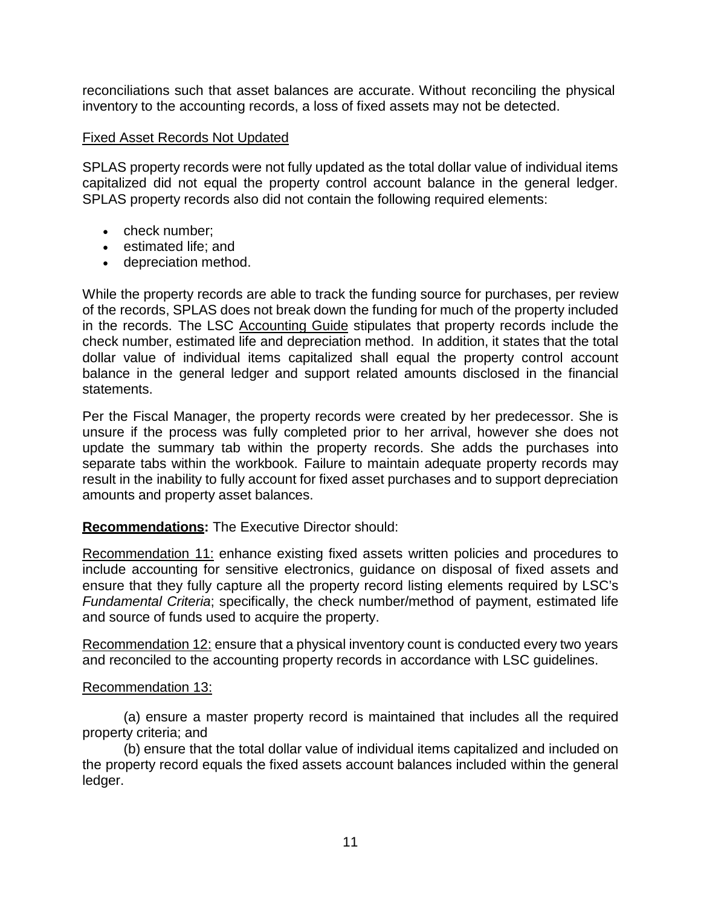reconciliations such that asset balances are accurate. Without reconciling the physical inventory to the accounting records, a loss of fixed assets may not be detected.

Fixed Asset Records Not Updated

SPLAS property records were not fully updated as the total dollar value of individual items capitalized did not equal the property control account balance in the general ledger. SPLAS property records also did not contain the following required elements:

- check number;
- estimated life; and
- depreciation method.

While the property records are able to track the funding source for purchases, per review of the records, SPLAS does not break down the funding for much of the property included in the records. The LSC Accounting Guide stipulates that property records include the check number, estimated life and depreciation method. In addition, it states that the total dollar value of individual items capitalized shall equal the property control account balance in the general ledger and support related amounts disclosed in the financial statements.

Per the Fiscal Manager, the property records were created by her predecessor. She is unsure if the process was fully completed prior to her arrival, however she does not update the summary tab within the property records. She adds the purchases into separate tabs within the workbook. Failure to maintain adequate property records may result in the inability to fully account for fixed asset purchases and to support depreciation amounts and property asset balances.

**Recommendations:** The Executive Director should:

Recommendation 11: enhance existing fixed assets written policies and procedures to include accounting for sensitive electronics, guidance on disposal of fixed assets and ensure that they fully capture all the property record listing elements required by LSC's *Fundamental Criteria*; specifically, the check number/method of payment, estimated life and source of funds used to acquire the property.

Recommendation 12: ensure that a physical inventory count is conducted every two years and reconciled to the accounting property records in accordance with LSC guidelines.

Recommendation 13:

(a) ensure a master property record is maintained that includes all the required property criteria; and

(b) ensure that the total dollar value of individual items capitalized and included on the property record equals the fixed assets account balances included within the general ledger.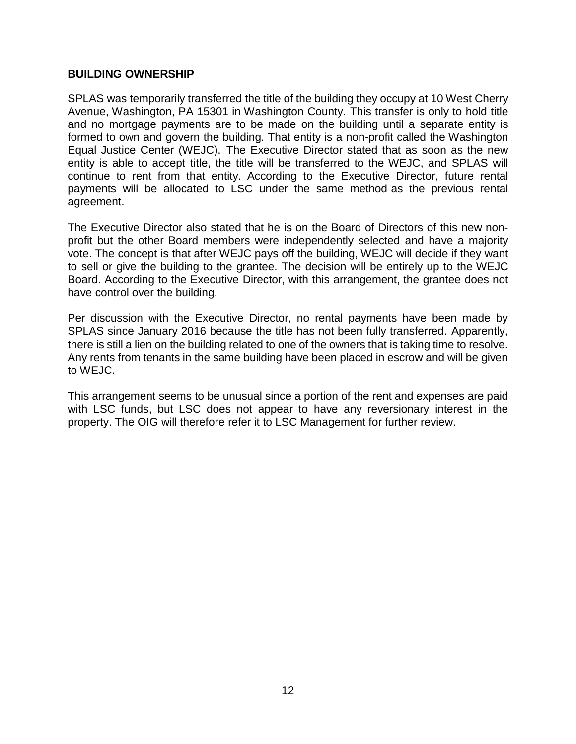## BUILDING OWNERSHIP

SPLAS was temporarily transferred the title of the building they occupy at 10 West Cherry Avenue, Washington, PA 15301 in Washington County. This transfer is only to hold title and no mortgage payments are to be made on the building until a separate entity is formed to own and govern the building. That entity is a non-profit called the Washington Equal Justice Center (WEJC). The Executive Director stated that as soon as the new entity is able to accept title, the title will be transferred to the WEJC, and SPLAS will continue to rent from that entity. According to the Executive Director, future rental payments will be allocated to LSC under the same method as the previous rental agreement.

The Executive Director also stated that he is on the Board of Directors of this new non-profit but the other Board members were independently selected and have a majority vote. The concept is that after WEJC pays off the building, WEJC will decide if they want to sell or give the building to the grantee. The decision will be entirely up to the WEJC Board. According to the Executive Director, with this arrangement, the grantee does not have control over the building.

Per discussion with the Executive Director, no rental payments have been made by SPLAS since January 2016 because the title has not been fully transferred. Apparently, there is still a lien on the building related to one of the owners that is taking time to resolve. Any rents from tenants in the same building have been placed in escrow and will be given to WEJC.

This arrangement seems to be unusual since a portion of the rent and expenses are paid with LSC funds, but LSC does not appear to have any reversionary interest in the property. The OIG will therefore refer it to LSC Management for further review.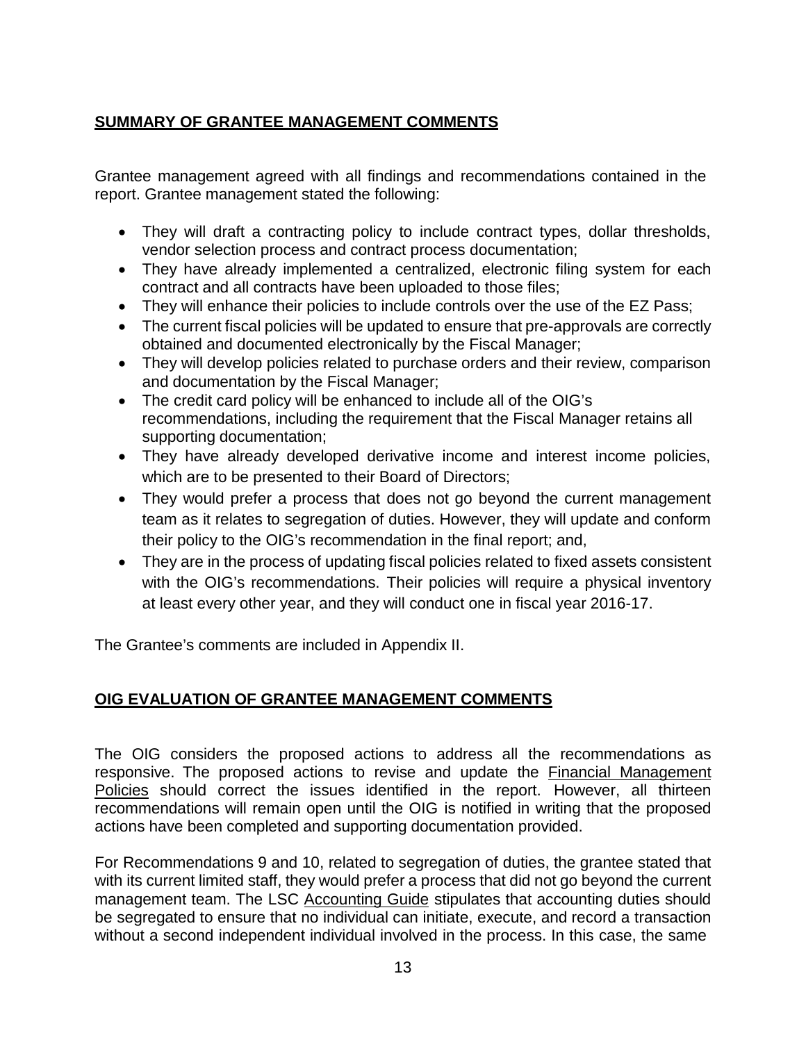## **SUMMARY OF GRANTEE MANAGEMENT COMMENTS**

Grantee management agreed with all findings and recommendations contained in the report. Grantee management stated the following:

- They will draft a contracting policy to include contract types, dollar thresholds, vendor selection process and contract process documentation;
- They have already implemented a centralized, electronic filing system for each contract and all contracts have been uploaded to those files;
- They will enhance their policies to include controls over the use of the EZ Pass;
- The current fiscal policies will be updated to ensure that pre-approvals are correctly obtained and documented electronically by the Fiscal Manager;
- They will develop policies related to purchase orders and their review, comparison and documentation by the Fiscal Manager;
- The credit card policy will be enhanced to include all of the OIG's recommendations, including the requirement that the Fiscal Manager retains all supporting documentation;
- They have already developed derivative income and interest income policies, which are to be presented to their Board of Directors;
- They would prefer a process that does not go beyond the current management team as it relates to segregation of duties. However, they will update and conform their policy to the OIG's recommendation in the final report; and,
- They are in the process of updating fiscal policies related to fixed assets consistent with the OIG's recommendations. Their policies will require a physical inventory at least every other year, and they will conduct one in fiscal year 2016-17.

The Grantee's comments are included in Appendix II.

## **OIG EVALUATION OF GRANTEE MANAGEMENT COMMENTS**

The OIG considers the proposed actions to address all the recommendations as responsive. The proposed actions to revise and update the Financial Management Policies should correct the issues identified in the report. However, all thirteen recommendations will remain open until the OIG is notified in writing that the proposed actions have been completed and supporting documentation provided.

For Recommendations 9 and 10, related to segregation of duties, the grantee stated that with its current limited staff, they would prefer a process that did not go beyond the current management team. The LSC Accounting Guide stipulates that accounting duties should be segregated to ensure that no individual can initiate, execute, and record a transaction without a second independent individual involved in the process. In this case, the same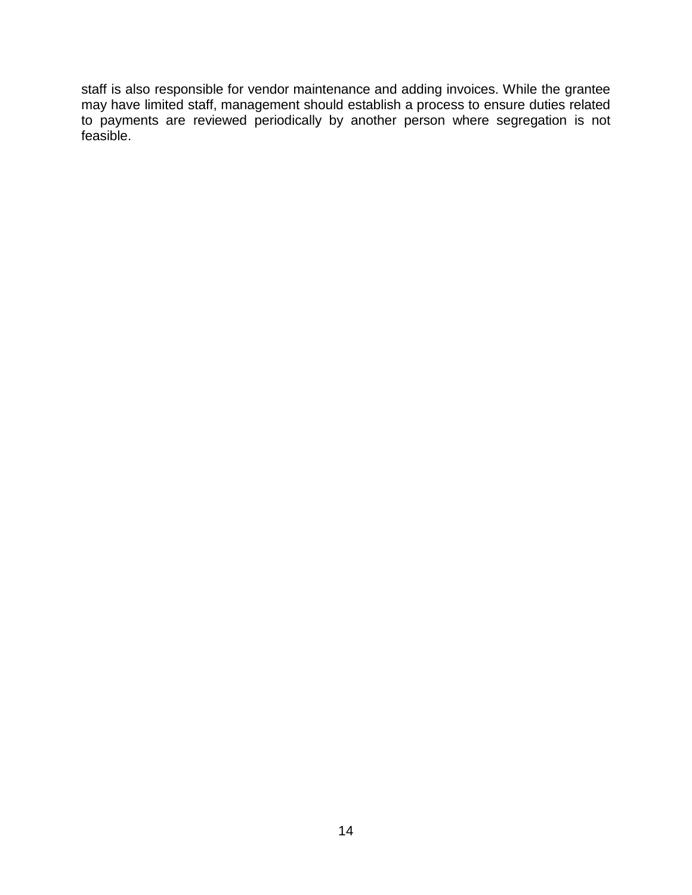staff is also responsible for vendor maintenance and adding invoices. While the grantee may have limited staff, management should establish a process to ensure duties related to payments are reviewed periodically by another person where segregation is not feasible.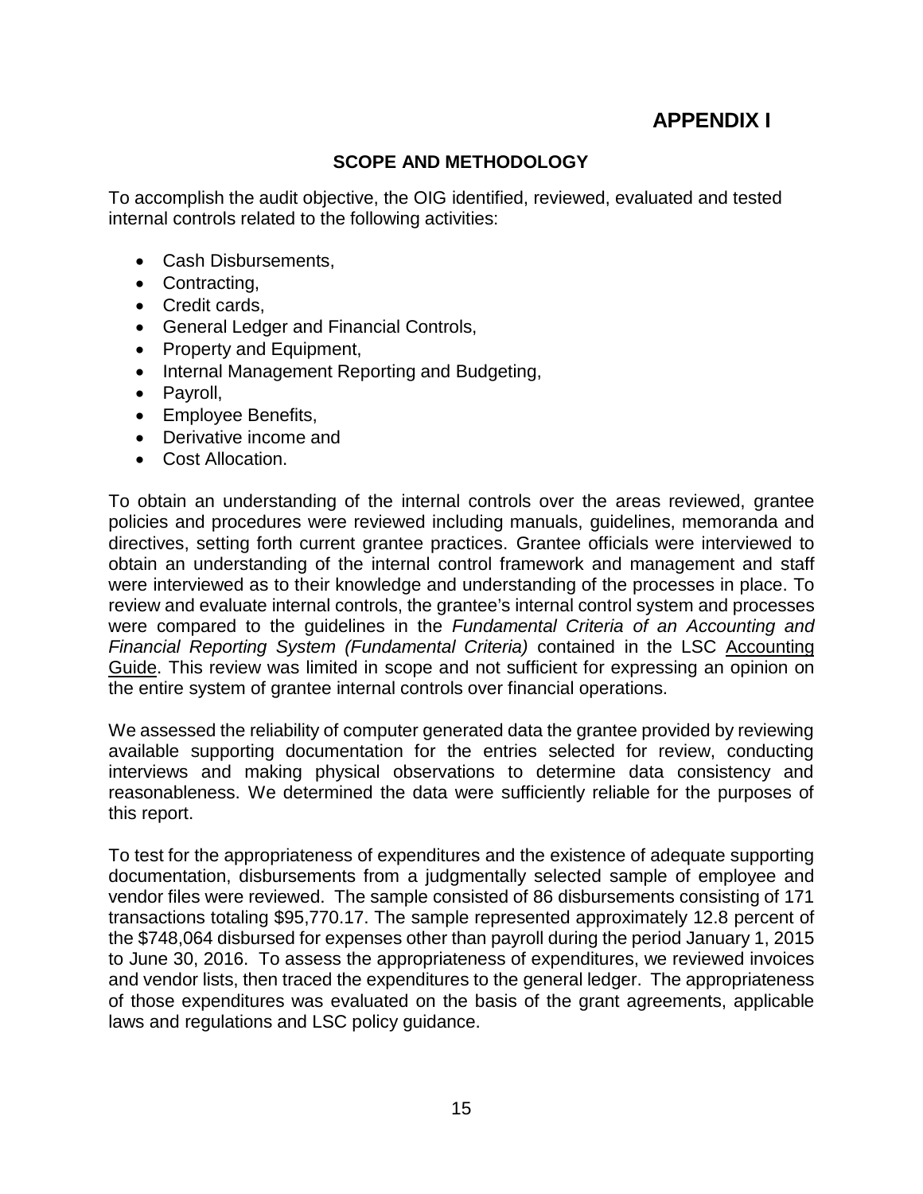# APPENDIX I

## SCOPE AND METHODOLOGY

To accomplish the audit objective, the OIG identified, reviewed, evaluated and tested internal controls related to the following activities:

- Cash Disbursements,
- Contracting,
- Credit cards,
- General Ledger and Financial Controls,
- Property and Equipment,
- Internal Management Reporting and Budgeting,
- Payroll,
- Employee Benefits,
- Derivative income and
- Cost Allocation.

To obtain an understanding of the internal controls over the areas reviewed, grantee policies and procedures were reviewed including manuals, guidelines, memoranda and directives, setting forth current grantee practices. Grantee officials were interviewed to obtain an understanding of the internal control framework and management and staff were interviewed as to their knowledge and understanding of the processes in place. To review and evaluate internal controls, the grantee's internal control system and processes were compared to the guidelines in the *Fundamental Criteria of an Accounting and Financial Reporting System (Fundamental Criteria)* contained in the LSC Accounting Guide. This review was limited in scope and not sufficient for expressing an opinion on the entire system of grantee internal controls over financial operations.

We assessed the reliability of computer generated data the grantee provided by reviewing available supporting documentation for the entries selected for review, conducting interviews and making physical observations to determine data consistency and reasonableness. We determined the data were sufficiently reliable for the purposes of this report.

To test for the appropriateness of expenditures and the existence of adequate supporting documentation, disbursements from a judgmentally selected sample of employee and vendor files were reviewed. The sample consisted of 86 disbursements consisting of 171 transactions totaling $95,770.17. The sample represented approximately 12.8 percent of the $748,064 disbursed for expenses other than payroll during the period January 1, 2015 to June 30, 2016. To assess the appropriateness of expenditures, we reviewed invoices and vendor lists, then traced the expenditures to the general ledger. The appropriateness of those expenditures was evaluated on the basis of the grant agreements, applicable laws and regulations and LSC policy guidance.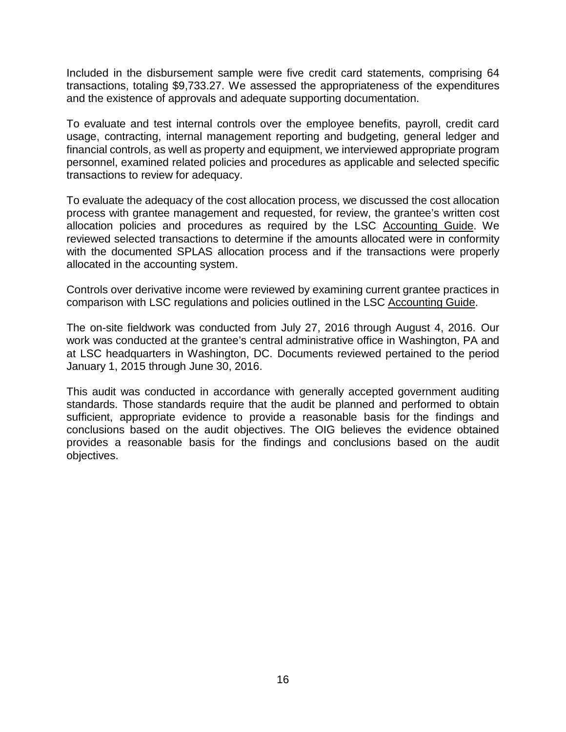Included in the disbursement sample were five credit card statements, comprising 64 transactions, totaling $9,733.27. We assessed the appropriateness of the expenditures and the existence of approvals and adequate supporting documentation.

To evaluate and test internal controls over the employee benefits, payroll, credit card usage, contracting, internal management reporting and budgeting, general ledger and financial controls, as well as property and equipment, we interviewed appropriate program personnel, examined related policies and procedures as applicable and selected specific transactions to review for adequacy.

To evaluate the adequacy of the cost allocation process, we discussed the cost allocation process with grantee management and requested, for review, the grantee's written cost allocation policies and procedures as required by the LSC Accounting Guide. We reviewed selected transactions to determine if the amounts allocated were in conformity with the documented SPLAS allocation process and if the transactions were properly allocated in the accounting system.

Controls over derivative income were reviewed by examining current grantee practices in comparison with LSC regulations and policies outlined in the LSC Accounting Guide.

The on-site fieldwork was conducted from July 27, 2016 through August 4, 2016. Our work was conducted at the grantee's central administrative office in Washington, PA and at LSC headquarters in Washington, DC. Documents reviewed pertained to the period January 1, 2015 through June 30, 2016.

This audit was conducted in accordance with generally accepted government auditing standards. Those standards require that the audit be planned and performed to obtain sufficient, appropriate evidence to provide a reasonable basis for the findings and conclusions based on the audit objectives. The OIG believes the evidence obtained provides a reasonable basis for the findings and conclusions based on the audit objectives.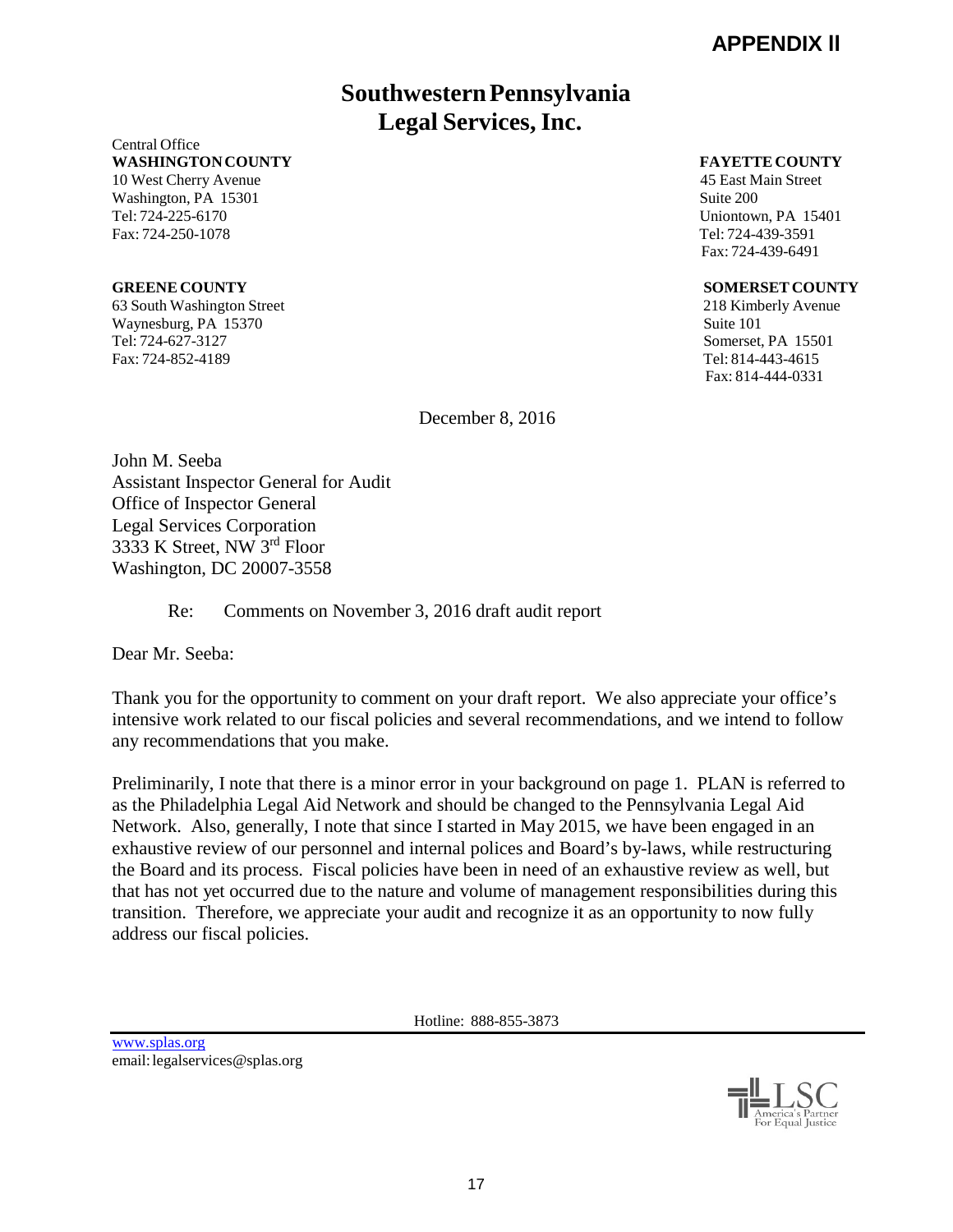# APPENDIX II

# Southwestern Pennsylvania Legal Services, Inc.

Central Office
**WASHINGTON COUNTY**
10 West Cherry Avenue
Washington, PA 15301
Tel: 724-225-6170
Fax: 724-250-1078

**FAYETTE COUNTY**
45 East Main Street
Suite 200
Uniontown, PA 15401
Tel: 724-439-3591
Fax: 724-439-6491

**GREENE COUNTY**
63 South Washington Street
Waynesburg, PA 15370
Tel: 724-627-3127
Fax: 724-852-4189

**SOMERSET COUNTY**
218 Kimberly Avenue
Suite 101
Somerset, PA 15501
Tel: 814-443-4615
Fax: 814-444-0331

December 8, 2016

John M. Seeba
Assistant Inspector General for Audit
Office of Inspector General
Legal Services Corporation
3333 K Street, NW 3rd Floor
Washington, DC 20007-3558

Re: Comments on November 3, 2016 draft audit report

Dear Mr. Seeba:

Thank you for the opportunity to comment on your draft report. We also appreciate your office's intensive work related to our fiscal policies and several recommendations, and we intend to follow any recommendations that you make.

Preliminarily, I note that there is a minor error in your background on page 1. PLAN is referred to as the Philadelphia Legal Aid Network and should be changed to the Pennsylvania Legal Aid Network. Also, generally, I note that since I started in May 2015, we have been engaged in an exhaustive review of our personnel and internal polices and Board's by-laws, while restructuring the Board and its process. Fiscal policies have been in need of an exhaustive review as well, but that has not yet occurred due to the nature and volume of management responsibilities during this transition. Therefore, we appreciate your audit and recognize it as an opportunity to now fully address our fiscal policies.

Hotline: 888-855-3873

www.splas.org
email: legalservices@splas.org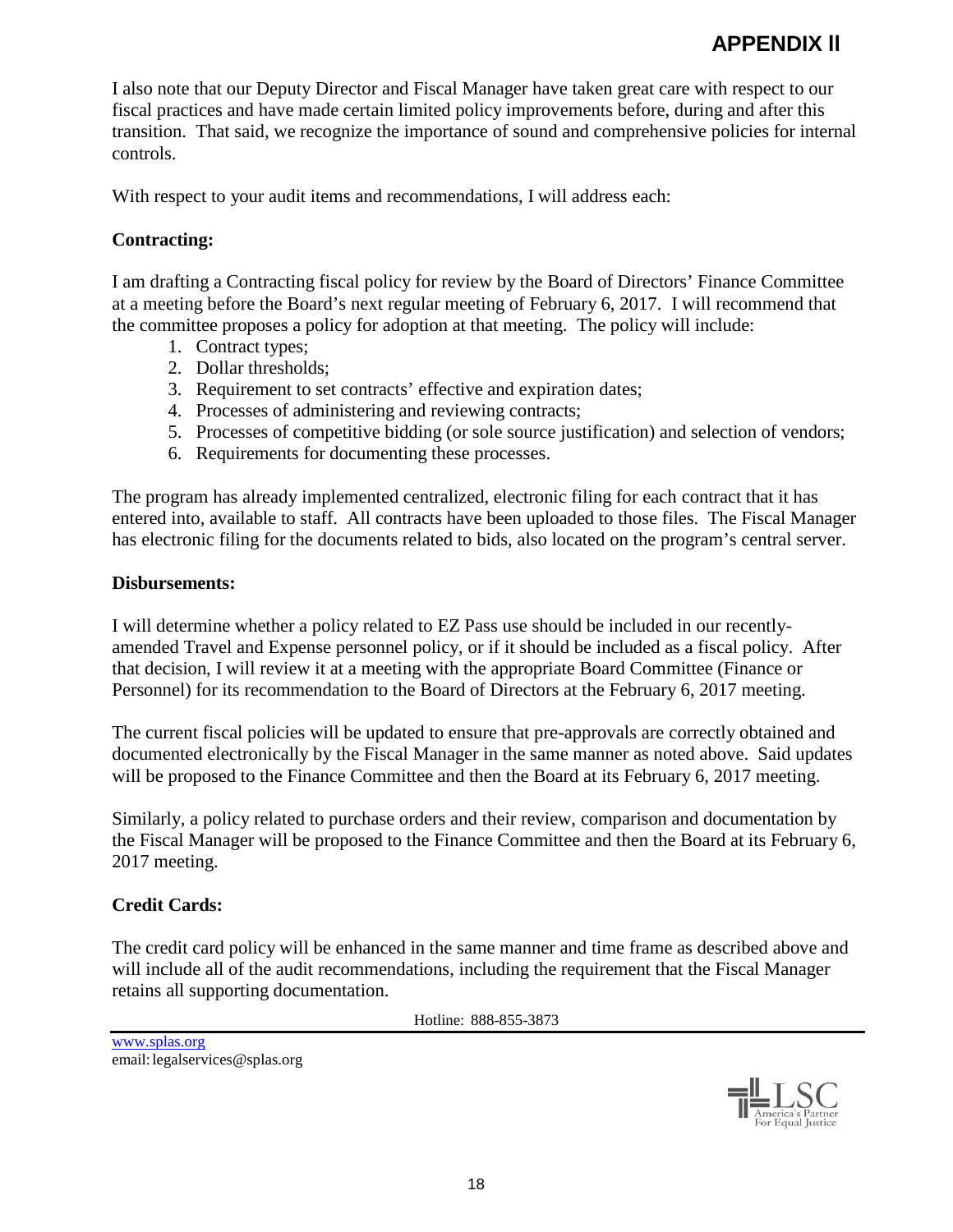# APPENDIX II

I also note that our Deputy Director and Fiscal Manager have taken great care with respect to our fiscal practices and have made certain limited policy improvements before, during and after this transition. That said, we recognize the importance of sound and comprehensive policies for internal controls.

With respect to your audit items and recommendations, I will address each:

**Contracting:**

I am drafting a Contracting fiscal policy for review by the Board of Directors' Finance Committee at a meeting before the Board's next regular meeting of February 6, 2017. I will recommend that the committee proposes a policy for adoption at that meeting. The policy will include:

1. Contract types;
2. Dollar thresholds;
3. Requirement to set contracts' effective and expiration dates;
4. Processes of administering and reviewing contracts;
5. Processes of competitive bidding (or sole source justification) and selection of vendors;
6. Requirements for documenting these processes.

The program has already implemented centralized, electronic filing for each contract that it has entered into, available to staff. All contracts have been uploaded to those files. The Fiscal Manager has electronic filing for the documents related to bids, also located on the program's central server.

**Disbursements:**

I will determine whether a policy related to EZ Pass use should be included in our recently-amended Travel and Expense personnel policy, or if it should be included as a fiscal policy. After that decision, I will review it at a meeting with the appropriate Board Committee (Finance or Personnel) for its recommendation to the Board of Directors at the February 6, 2017 meeting.

The current fiscal policies will be updated to ensure that pre-approvals are correctly obtained and documented electronically by the Fiscal Manager in the same manner as noted above. Said updates will be proposed to the Finance Committee and then the Board at its February 6, 2017 meeting.

Similarly, a policy related to purchase orders and their review, comparison and documentation by the Fiscal Manager will be proposed to the Finance Committee and then the Board at its February 6, 2017 meeting.

**Credit Cards:**

The credit card policy will be enhanced in the same manner and time frame as described above and will include all of the audit recommendations, including the requirement that the Fiscal Manager retains all supporting documentation.

Hotline: 888-855-3873

www.splas.org
email: legalservices@splas.org

LSC America's Partner For Equal Justice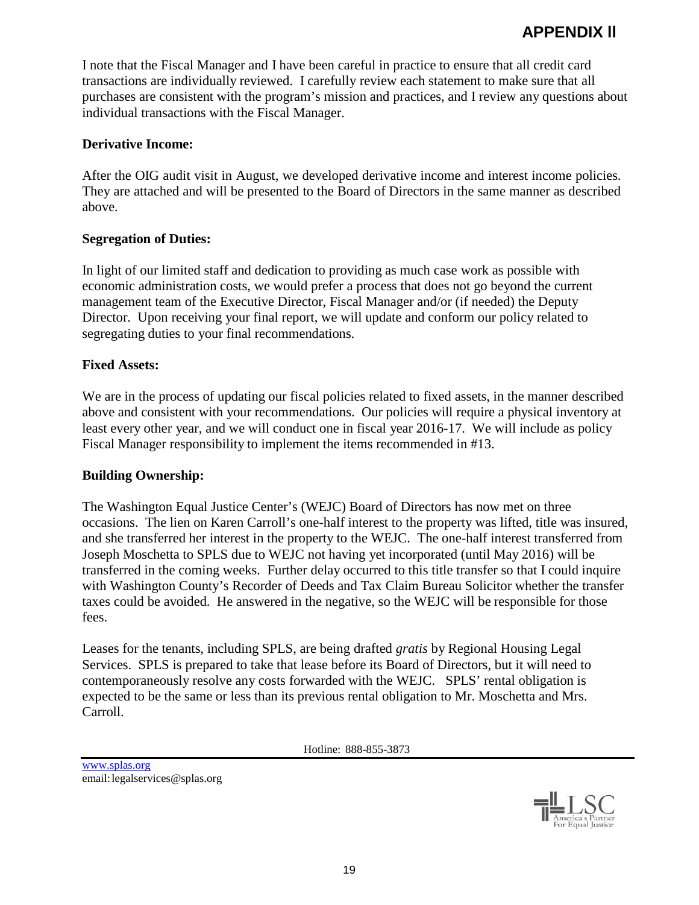I note that the Fiscal Manager and I have been careful in practice to ensure that all credit card transactions are individually reviewed. I carefully review each statement to make sure that all purchases are consistent with the program's mission and practices, and I review any questions about individual transactions with the Fiscal Manager.

**Derivative Income:**

After the OIG audit visit in August, we developed derivative income and interest income policies. They are attached and will be presented to the Board of Directors in the same manner as described above.

**Segregation of Duties:**

In light of our limited staff and dedication to providing as much case work as possible with economic administration costs, we would prefer a process that does not go beyond the current management team of the Executive Director, Fiscal Manager and/or (if needed) the Deputy Director. Upon receiving your final report, we will update and conform our policy related to segregating duties to your final recommendations.

**Fixed Assets:**

We are in the process of updating our fiscal policies related to fixed assets, in the manner described above and consistent with your recommendations. Our policies will require a physical inventory at least every other year, and we will conduct one in fiscal year 2016-17. We will include as policy Fiscal Manager responsibility to implement the items recommended in #13.

**Building Ownership:**

The Washington Equal Justice Center's (WEJC) Board of Directors has now met on three occasions. The lien on Karen Carroll's one-half interest to the property was lifted, title was insured, and she transferred her interest in the property to the WEJC. The one-half interest transferred from Joseph Moschetta to SPLS due to WEJC not having yet incorporated (until May 2016) will be transferred in the coming weeks. Further delay occurred to this title transfer so that I could inquire with Washington County's Recorder of Deeds and Tax Claim Bureau Solicitor whether the transfer taxes could be avoided. He answered in the negative, so the WEJC will be responsible for those fees.

Leases for the tenants, including SPLS, are being drafted *gratis* by Regional Housing Legal Services. SPLS is prepared to take that lease before its Board of Directors, but it will need to contemporaneously resolve any costs forwarded with the WEJC. SPLS' rental obligation is expected to be the same or less than its previous rental obligation to Mr. Moschetta and Mrs. Carroll.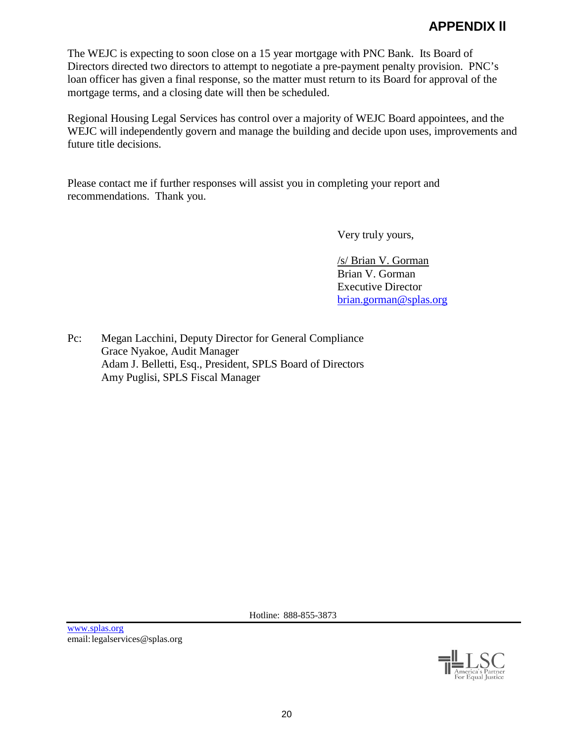# APPENDIX II

The WEJC is expecting to soon close on a 15 year mortgage with PNC Bank. Its Board of Directors directed two directors to attempt to negotiate a pre-payment penalty provision. PNC's loan officer has given a final response, so the matter must return to its Board for approval of the mortgage terms, and a closing date will then be scheduled.

Regional Housing Legal Services has control over a majority of WEJC Board appointees, and the WEJC will independently govern and manage the building and decide upon uses, improvements and future title decisions.

Please contact me if further responses will assist you in completing your report and recommendations. Thank you.

Very truly yours,

/s/ Brian V. Gorman
Brian V. Gorman
Executive Director
brian.gorman@splas.org

Pc: Megan Lacchini, Deputy Director for General Compliance
Grace Nyakoe, Audit Manager
Adam J. Belletti, Esq., President, SPLS Board of Directors
Amy Puglisi, SPLS Fiscal Manager

Hotline: 888-855-3873

www.splas.org
email: legalservices@splas.org

LSC America's Partner For Equal Justice